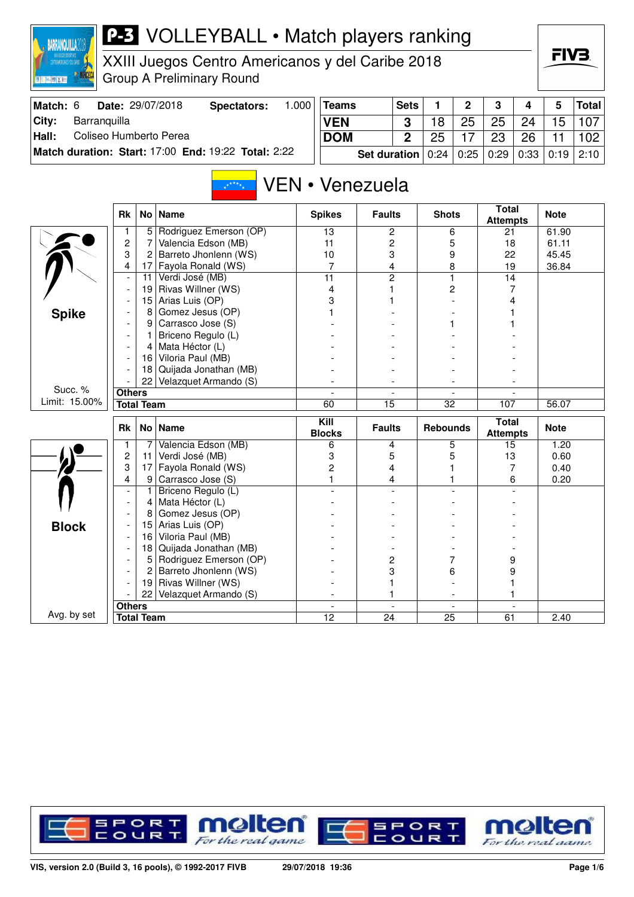# P-3 VOLLEYBALL • Match players ranking

## XXIII Juegos Centro Americanos y del Caribe 2018

Group A Preliminary Round

| Match: 6 | Date: 29/07/2018 | Spectators: | 1.000 |
|---|---|---|---|
| City: | Barranquilla | | |
| Hall: | Coliseo Humberto Perea | | |
| Match duration: | Start: 17:00 | End: 19:22 | Total: 2:22 |

| Teams | Sets | 1 | 2 | 3 | 4 | 5 | Total |
|---|---|---|---|---|---|---|---|
| VEN | 3 | 18 | 25 | 25 | 24 | 15 | 107 |
| DOM | 2 | 25 | 17 | 23 | 26 | 11 | 102 |
| Set duration | | 0:24 | 0:25 | 0:29 | 0:33 | 0:19 | 2:10 |

## VEN • Venezuela

### Spike

Succ. % Limit: 15.00%

| Rk | No | Name | Spikes | Faults | Shots | Total Attempts | Note |
|---|---|---|---|---|---|---|---|
| 1 | 5 | Rodriguez Emerson (OP) | 13 | 2 | 6 | 21 | 61.90 |
| 2 | 7 | Valencia Edson (MB) | 11 | 2 | 5 | 18 | 61.11 |
| 3 | 2 | Barreto Jhonlenn (WS) | 10 | 3 | 9 | 22 | 45.45 |
| 4 | 17 | Fayola Ronald (WS) | 7 | 4 | 8 | 19 | 36.84 |
| - | 11 | Verdi José (MB) | 11 | 2 | 1 | 14 | |
| - | 19 | Rivas Willner (WS) | 4 | 1 | 2 | 7 | |
| - | 15 | Arias Luis (OP) | 3 | 1 | - | 4 | |
| - | 8 | Gomez Jesus (OP) | 1 | - | - | 1 | |
| - | 9 | Carrasco Jose (S) | - | - | 1 | 1 | |
| - | 1 | Briceno Regulo (L) | - | - | - | - | |
| - | 4 | Mata Héctor (L) | - | - | - | - | |
| - | 16 | Viloria Paul (MB) | - | - | - | - | |
| - | 18 | Quijada Jonathan (MB) | - | - | - | - | |
| - | 22 | Velazquet Armando (S) | - | - | - | - | |
| Others | | | - | - | - | - | |
| Total Team | | | 60 | 15 | 32 | 107 | 56.07 |

### Block

Avg. by set

| Rk | No | Name | Kill Blocks | Faults | Rebounds | Total Attempts | Note |
|---|---|---|---|---|---|---|---|
| 1 | 7 | Valencia Edson (MB) | 6 | 4 | 5 | 15 | 1.20 |
| 2 | 11 | Verdi José (MB) | 3 | 5 | 5 | 13 | 0.60 |
| 3 | 17 | Fayola Ronald (WS) | 2 | 4 | 1 | 7 | 0.40 |
| 4 | 9 | Carrasco Jose (S) | 1 | 4 | 1 | 6 | 0.20 |
| - | 1 | Briceno Regulo (L) | - | - | - | - | |
| - | 4 | Mata Héctor (L) | - | - | - | - | |
| - | 8 | Gomez Jesus (OP) | - | - | - | - | |
| - | 15 | Arias Luis (OP) | - | - | - | - | |
| - | 16 | Viloria Paul (MB) | - | - | - | - | |
| - | 18 | Quijada Jonathan (MB) | - | - | - | - | |
| - | 5 | Rodriguez Emerson (OP) | - | 2 | 7 | 9 | |
| - | 2 | Barreto Jhonlenn (WS) | - | 3 | 6 | 9 | |
| - | 19 | Rivas Willner (WS) | - | 1 | - | 1 | |
| - | 22 | Velazquet Armando (S) | - | 1 | - | 1 | |
| Others | | | - | - | - | - | |
| Total Team | | | 12 | 24 | 25 | 61 | 2.40 |

VIS, version 2.0 (Build 3, 16 pools), © 1992-2017 FIVB 29/07/2018 19:36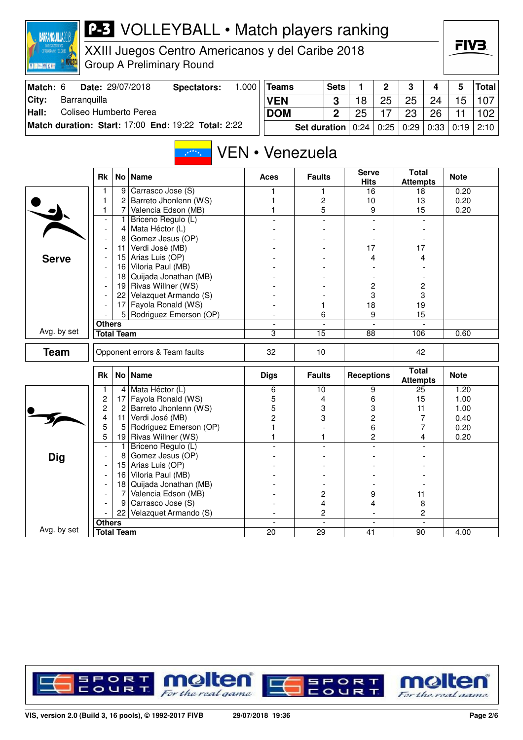# P-3 VOLLEYBALL • Match players ranking

XXIII Juegos Centro Americanos y del Caribe 2018
Group A Preliminary Round

| Match: 6 | Date: 29/07/2018 | Spectators: 1.000 |
|---|---|---|
| City: Barranquilla | | |
| Hall: Coliseo Humberto Perea | | |
| Match duration: Start: 17:00 End: 19:22 Total: 2:22 | | |

| Teams | Sets | 1 | 2 | 3 | 4 | 5 | Total |
|---|---|---|---|---|---|---|---|
| VEN | 3 | 18 | 25 | 25 | 24 | 15 | 107 |
| DOM | 2 | 25 | 17 | 23 | 26 | 11 | 102 |
| Set duration | | 0:24 | 0:25 | 0:29 | 0:33 | 0:19 | 2:10 |

## VEN • Venezuela

### Serve

| Rk | No | Name | Aces | Faults | Serve Hits | Total Attempts | Note |
|---|---|---|---|---|---|---|---|
| 1 | 9 | Carrasco Jose (S) | 1 | 1 | 16 | 18 | 0.20 |
| 1 | 2 | Barreto Jhonlenn (WS) | 1 | 2 | 10 | 13 | 0.20 |
| 1 | 7 | Valencia Edson (MB) | 1 | 5 | 9 | 15 | 0.20 |
| - | 1 | Briceno Regulo (L) | - | - | - | - | |
| - | 4 | Mata Héctor (L) | - | - | - | - | |
| - | 8 | Gomez Jesus (OP) | - | - | - | - | |
| - | 11 | Verdi José (MB) | - | - | 17 | 17 | |
| - | 15 | Arias Luis (OP) | - | - | 4 | 4 | |
| - | 16 | Viloria Paul (MB) | - | - | - | - | |
| - | 18 | Quijada Jonathan (MB) | - | - | - | - | |
| - | 19 | Rivas Willner (WS) | - | - | 2 | 2 | |
| - | 22 | Velazquet Armando (S) | - | - | 3 | 3 | |
| - | 17 | Fayola Ronald (WS) | - | 1 | 18 | 19 | |
| - | 5 | Rodriguez Emerson (OP) | - | 6 | 9 | 15 | |
| Others | | | - | - | - | - | |
| Total Team | | | 3 | 15 | 88 | 106 | 0.60 |

Avg. by set

### Team

| | Aces | Faults | Serve Hits | Total Attempts | Note |
|---|---|---|---|---|---|
| Opponent errors & Team faults | 32 | 10 | | 42 | |

### Dig

| Rk | No | Name | Digs | Faults | Receptions | Total Attempts | Note |
|---|---|---|---|---|---|---|---|
| 1 | 4 | Mata Héctor (L) | 6 | 10 | 9 | 25 | 1.20 |
| 2 | 17 | Fayola Ronald (WS) | 5 | 4 | 6 | 15 | 1.00 |
| 2 | 2 | Barreto Jhonlenn (WS) | 5 | 3 | 3 | 11 | 1.00 |
| 4 | 11 | Verdi José (MB) | 2 | 3 | 2 | 7 | 0.40 |
| 5 | 5 | Rodriguez Emerson (OP) | 1 | - | 6 | 7 | 0.20 |
| 5 | 19 | Rivas Willner (WS) | 1 | 1 | 2 | 4 | 0.20 |
| - | 1 | Briceno Regulo (L) | - | - | - | - | |
| - | 8 | Gomez Jesus (OP) | - | - | - | - | |
| - | 15 | Arias Luis (OP) | - | - | - | - | |
| - | 16 | Viloria Paul (MB) | - | - | - | - | |
| - | 18 | Quijada Jonathan (MB) | - | - | - | - | |
| - | 7 | Valencia Edson (MB) | - | 2 | 9 | 11 | |
| - | 9 | Carrasco Jose (S) | - | 4 | 4 | 8 | |
| - | 22 | Velazquet Armando (S) | - | 2 | - | 2 | |
| Others | | | - | - | - | - | |
| Total Team | | | 20 | 29 | 41 | 90 | 4.00 |

Avg. by set

VIS, version 2.0 (Build 3, 16 pools), © 1992-2017 FIVB 29/07/2018 19:36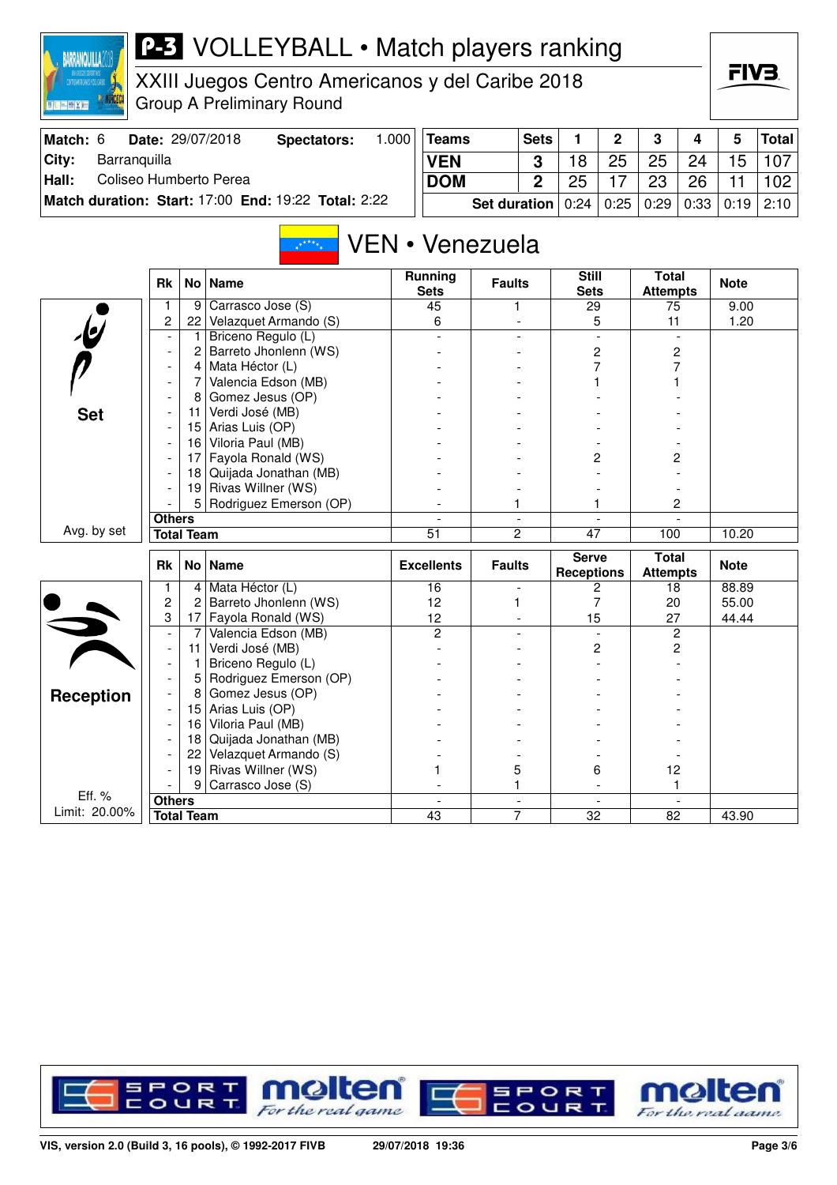# P-3 VOLLEYBALL • Match players ranking

XXIII Juegos Centro Americanos y del Caribe 2018

Group A Preliminary Round

| Match: 6 | Date: 29/07/2018 | Spectators: | 1.000 |
|---|---|---|---|
| City: | Barranquilla | | |
| Hall: | Coliseo Humberto Perea | | |
| Match duration: Start: 17:00 | End: 19:22 | Total: 2:22 | |

| Teams | Sets | 1 | 2 | 3 | 4 | 5 | Total |
|---|---|---|---|---|---|---|---|
| VEN | 3 | 18 | 25 | 25 | 24 | 15 | 107 |
| DOM | 2 | 25 | 17 | 23 | 26 | 11 | 102 |
| Set duration | | 0:24 | 0:25 | 0:29 | 0:33 | 0:19 | 2:10 |

## VEN • Venezuela

### Set

| Rk | No | Name | Running Sets | Faults | Still Sets | Total Attempts | Note |
|---|---|---|---|---|---|---|---|
| 1 | 9 | Carrasco Jose (S) | 45 | 1 | 29 | 75 | 9.00 |
| 2 | 22 | Velazquet Armando (S) | 6 | - | 5 | 11 | 1.20 |
| - | 1 | Briceno Regulo (L) | - | - | - | - | |
| - | 2 | Barreto Jhonlenn (WS) | - | - | 2 | 2 | |
| - | 4 | Mata Héctor (L) | - | - | 7 | 7 | |
| - | 7 | Valencia Edson (MB) | - | - | 1 | 1 | |
| - | 8 | Gomez Jesus (OP) | - | - | - | - | |
| - | 11 | Verdi José (MB) | - | - | - | - | |
| - | 15 | Arias Luis (OP) | - | - | - | - | |
| - | 16 | Viloria Paul (MB) | - | - | - | - | |
| - | 17 | Fayola Ronald (WS) | - | - | 2 | 2 | |
| - | 18 | Quijada Jonathan (MB) | - | - | - | - | |
| - | 19 | Rivas Willner (WS) | - | - | - | - | |
| - | 5 | Rodriguez Emerson (OP) | - | 1 | 1 | 2 | |
| Others | | | - | - | - | - | |
| Total Team | | | 51 | 2 | 47 | 100 | 10.20 |

Avg. by set

### Reception

| Rk | No | Name | Excellents | Faults | Serve Receptions | Total Attempts | Note |
|---|---|---|---|---|---|---|---|
| 1 | 4 | Mata Héctor (L) | 16 | - | 2 | 18 | 88.89 |
| 2 | 2 | Barreto Jhonlenn (WS) | 12 | 1 | 7 | 20 | 55.00 |
| 3 | 17 | Fayola Ronald (WS) | 12 | - | 15 | 27 | 44.44 |
| - | 7 | Valencia Edson (MB) | 2 | - | - | 2 | |
| - | 11 | Verdi José (MB) | - | - | 2 | 2 | |
| - | 1 | Briceno Regulo (L) | - | - | - | - | |
| - | 5 | Rodriguez Emerson (OP) | - | - | - | - | |
| - | 8 | Gomez Jesus (OP) | - | - | - | - | |
| - | 15 | Arias Luis (OP) | - | - | - | - | |
| - | 16 | Viloria Paul (MB) | - | - | - | - | |
| - | 18 | Quijada Jonathan (MB) | - | - | - | - | |
| - | 22 | Velazquet Armando (S) | - | - | - | - | |
| - | 19 | Rivas Willner (WS) | 1 | 5 | 6 | 12 | |
| - | 9 | Carrasco Jose (S) | - | 1 | - | 1 | |
| Others | | | - | - | - | - | |
| Total Team | | | 43 | 7 | 32 | 82 | 43.90 |

Eff. %
Limit: 20.00%

VIS, version 2.0 (Build 3, 16 pools), © 1992-2017 FIVB 29/07/2018 19:36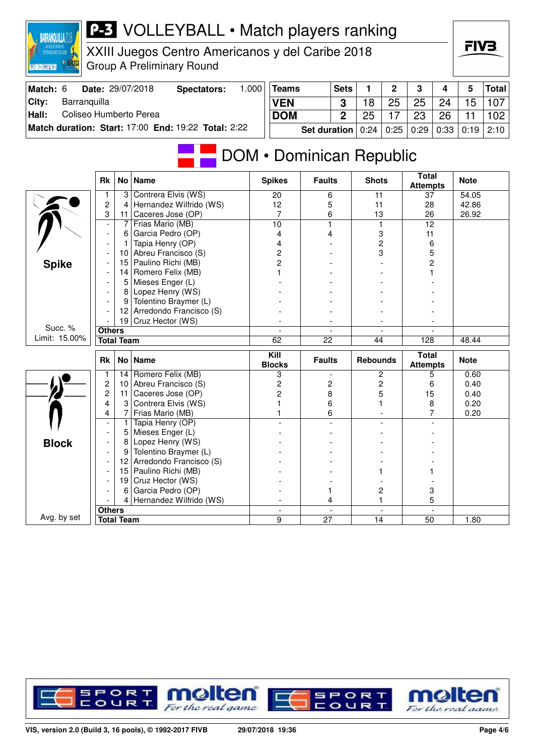# P-3 VOLLEYBALL • Match players ranking

## XXIII Juegos Centro Americanos y del Caribe 2018

Group A Preliminary Round

| Match: 6 | Date: 29/07/2018 | Spectators: | 1.000 |
|---|---|---|---|
| City: | Barranquilla | | |
| Hall: | Coliseo Humberto Perea | | |
| Match duration: | Start: 17:00 | End: 19:22 | Total: 2:22 |

| Teams | Sets | 1 | 2 | 3 | 4 | 5 | Total |
|---|---|---|---|---|---|---|---|
| VEN | 3 | 18 | 25 | 25 | 24 | 15 | 107 |
| DOM | 2 | 25 | 17 | 23 | 26 | 11 | 102 |
| Set duration | | 0:24 | 0:25 | 0:29 | 0:33 | 0:19 | 2:10 |

## DOM • Dominican Republic

### Spike

Succ. % Limit: 15.00%

| Rk | No | Name | Spikes | Faults | Shots | Total Attempts | Note |
|---|---|---|---|---|---|---|---|
| 1 | 3 | Contrera Elvis (WS) | 20 | 6 | 11 | 37 | 54.05 |
| 2 | 4 | Hernandez Wilfrido (WS) | 12 | 5 | 11 | 28 | 42.86 |
| 3 | 11 | Caceres Jose (OP) | 7 | 6 | 13 | 26 | 26.92 |
| - | 7 | Frias Mario (MB) | 10 | 1 | 1 | 12 | |
| - | 6 | Garcia Pedro (OP) | 4 | 4 | 3 | 11 | |
| - | 1 | Tapia Henry (OP) | 4 | - | 2 | 6 | |
| - | 10 | Abreu Francisco (S) | 2 | - | 3 | 5 | |
| - | 15 | Paulino Richi (MB) | 2 | - | - | 2 | |
| - | 14 | Romero Felix (MB) | 1 | - | - | 1 | |
| - | 5 | Mieses Enger (L) | - | - | - | - | |
| - | 8 | Lopez Henry (WS) | - | - | - | - | |
| - | 9 | Tolentino Braymer (L) | - | - | - | - | |
| - | 12 | Arredondo Francisco (S) | - | - | - | - | |
| - | 19 | Cruz Hector (WS) | - | - | - | - | |
| Others | | | - | - | - | - | |
| Total Team | | | 62 | 22 | 44 | 128 | 48.44 |

### Block

Avg. by set

| Rk | No | Name | Kill Blocks | Faults | Rebounds | Total Attempts | Note |
|---|---|---|---|---|---|---|---|
| 1 | 14 | Romero Felix (MB) | 3 | - | 2 | 5 | 0.60 |
| 2 | 10 | Abreu Francisco (S) | 2 | 2 | 2 | 6 | 0.40 |
| 2 | 11 | Caceres Jose (OP) | 2 | 8 | 5 | 15 | 0.40 |
| 4 | 3 | Contrera Elvis (WS) | 1 | 6 | 1 | 8 | 0.20 |
| 4 | 7 | Frias Mario (MB) | 1 | 6 | - | 7 | 0.20 |
| - | 1 | Tapia Henry (OP) | - | - | - | - | |
| - | 5 | Mieses Enger (L) | - | - | - | - | |
| - | 8 | Lopez Henry (WS) | - | - | - | - | |
| - | 9 | Tolentino Braymer (L) | - | - | - | - | |
| - | 12 | Arredondo Francisco (S) | - | - | - | - | |
| - | 15 | Paulino Richi (MB) | - | - | 1 | 1 | |
| - | 19 | Cruz Hector (WS) | - | - | - | - | |
| - | 6 | Garcia Pedro (OP) | - | 1 | 2 | 3 | |
| - | 4 | Hernandez Wilfrido (WS) | - | 4 | 1 | 5 | |
| Others | | | - | - | - | - | |
| Total Team | | | 9 | 27 | 14 | 50 | 1.80 |

VIS, version 2.0 (Build 3, 16 pools), © 1992-2017 FIVB 29/07/2018 19:36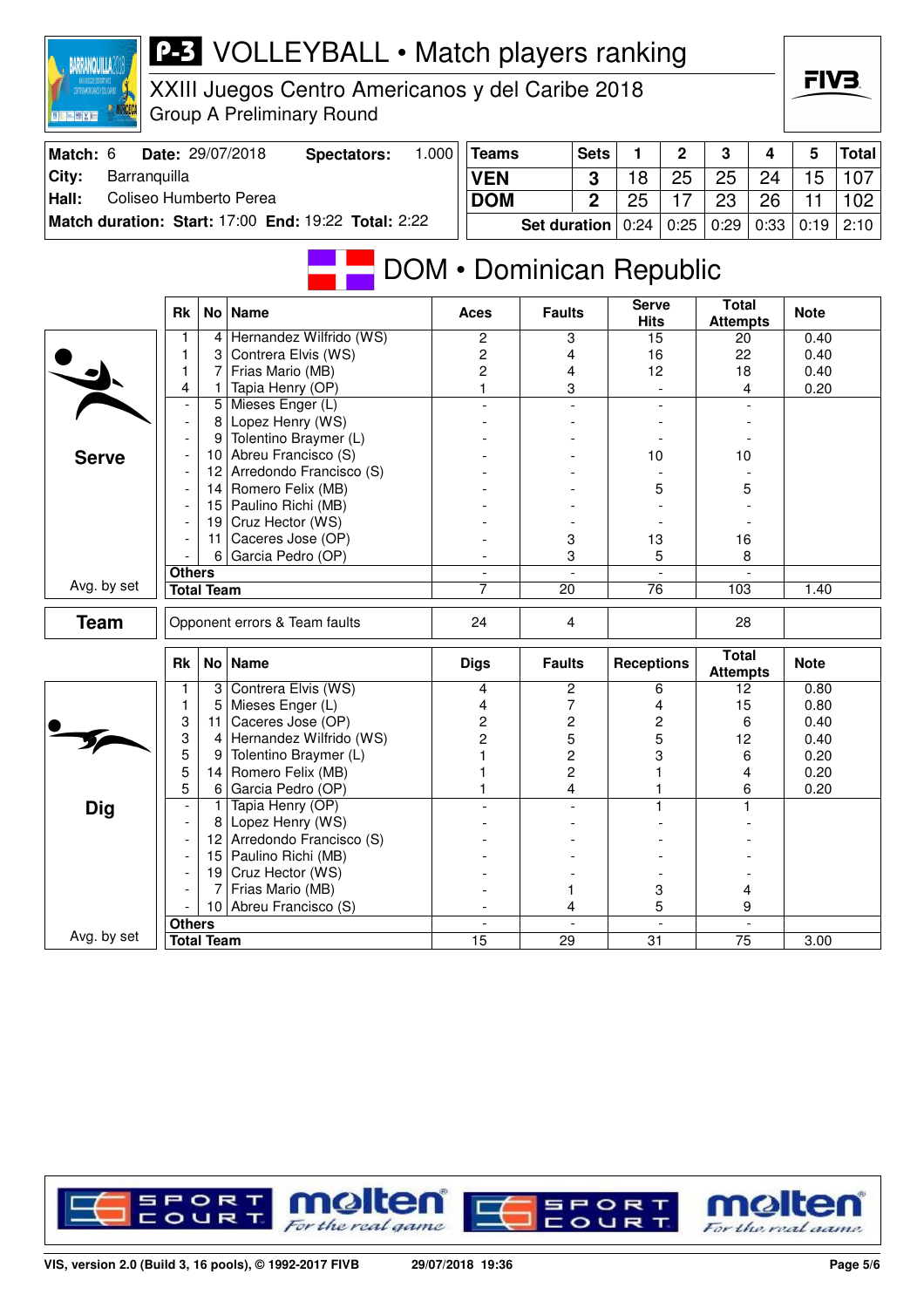# P-3 VOLLEYBALL • Match players ranking

XXIII Juegos Centro Americanos y del Caribe 2018
Group A Preliminary Round

| | | | |
|---|---|---|---|
| **Match:** 6 | **Date:** 29/07/2018 | **Spectators:** | 1.000 |
| **City:** | Barranquilla | | |
| **Hall:** | Coliseo Humberto Perea | | |
| **Match duration:** | **Start:** 17:00 | **End:** 19:22 | **Total:** 2:22 |

| Teams | Sets | 1 | 2 | 3 | 4 | 5 | Total |
|---|---|---|---|---|---|---|---|
| **VEN** | **3** | 18 | 25 | 25 | 24 | 15 | 107 |
| **DOM** | **2** | 25 | 17 | 23 | 26 | 11 | 102 |
| | **Set duration** | 0:24 | 0:25 | 0:29 | 0:33 | 0:19 | 2:10 |

## DOM • Dominican Republic

### Serve

| Rk | No | Name | Aces | Faults | Serve Hits | Total Attempts | Note |
|---|---|---|---|---|---|---|---|
| 1 | 4 | Hernandez Wilfrido (WS) | 2 | 3 | 15 | 20 | 0.40 |
| 1 | 3 | Contrera Elvis (WS) | 2 | 4 | 16 | 22 | 0.40 |
| 1 | 7 | Frias Mario (MB) | 2 | 4 | 12 | 18 | 0.40 |
| 4 | 1 | Tapia Henry (OP) | 1 | 3 | - | 4 | 0.20 |
| - | 5 | Mieses Enger (L) | - | - | - | - | |
| - | 8 | Lopez Henry (WS) | - | - | - | - | |
| - | 9 | Tolentino Braymer (L) | - | - | - | - | |
| - | 10 | Abreu Francisco (S) | - | - | 10 | 10 | |
| - | 12 | Arredondo Francisco (S) | - | - | - | - | |
| - | 14 | Romero Felix (MB) | - | - | 5 | 5 | |
| - | 15 | Paulino Richi (MB) | - | - | - | - | |
| - | 19 | Cruz Hector (WS) | - | - | - | - | |
| - | 11 | Caceres Jose (OP) | - | 3 | 13 | 16 | |
| - | 6 | Garcia Pedro (OP) | - | 3 | 5 | 8 | |
| **Others** | | | - | - | - | - | |
| **Total Team** | | | 7 | 20 | 76 | 103 | 1.40 |

Avg. by set

### Team

| | Aces | Faults | Serve Hits | Total Attempts | Note |
|---|---|---|---|---|---|
| Opponent errors & Team faults | 24 | 4 | | 28 | |

### Dig

| Rk | No | Name | Digs | Faults | Receptions | Total Attempts | Note |
|---|---|---|---|---|---|---|---|
| 1 | 3 | Contrera Elvis (WS) | 4 | 2 | 6 | 12 | 0.80 |
| 1 | 5 | Mieses Enger (L) | 4 | 7 | 4 | 15 | 0.80 |
| 3 | 11 | Caceres Jose (OP) | 2 | 2 | 2 | 6 | 0.40 |
| 3 | 4 | Hernandez Wilfrido (WS) | 2 | 5 | 5 | 12 | 0.40 |
| 5 | 9 | Tolentino Braymer (L) | 1 | 2 | 3 | 6 | 0.20 |
| 5 | 14 | Romero Felix (MB) | 1 | 2 | 1 | 4 | 0.20 |
| 5 | 6 | Garcia Pedro (OP) | 1 | 4 | 1 | 6 | 0.20 |
| - | 1 | Tapia Henry (OP) | - | - | 1 | 1 | |
| - | 8 | Lopez Henry (WS) | - | - | - | - | |
| - | 12 | Arredondo Francisco (S) | - | - | - | - | |
| - | 15 | Paulino Richi (MB) | - | - | - | - | |
| - | 19 | Cruz Hector (WS) | - | - | - | - | |
| - | 7 | Frias Mario (MB) | - | 1 | 3 | 4 | |
| - | 10 | Abreu Francisco (S) | - | 4 | 5 | 9 | |
| **Others** | | | - | - | - | - | |
| **Total Team** | | | 15 | 29 | 31 | 75 | 3.00 |

Avg. by set

VIS, version 2.0 (Build 3, 16 pools), © 1992-2017 FIVB    29/07/2018 19:36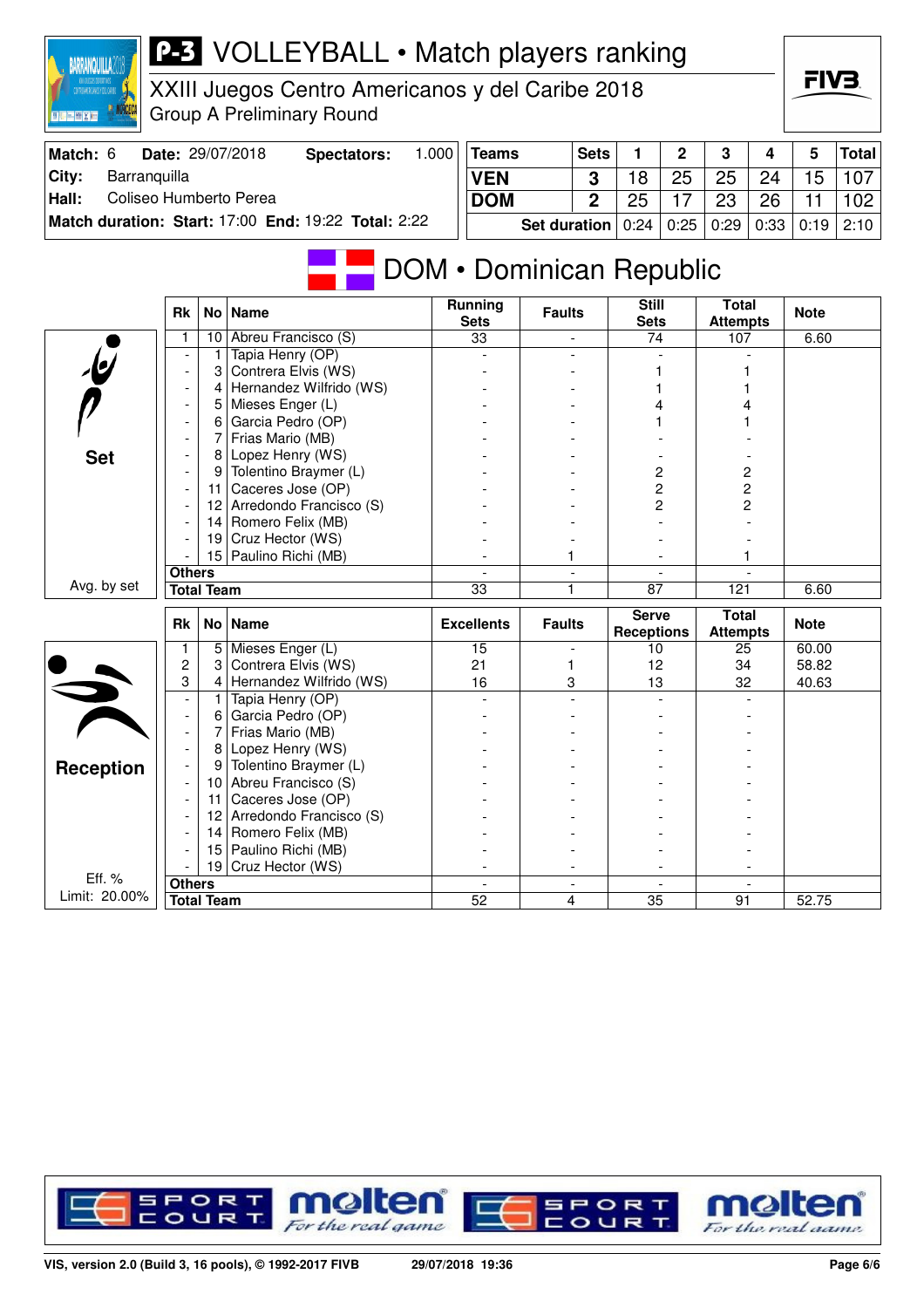# P-3 VOLLEYBALL • Match players ranking

XXIII Juegos Centro Americanos y del Caribe 2018
Group A Preliminary Round

| | | | |
|---|---|---|---|
| **Match:** 6 | **Date:** 29/07/2018 | **Spectators:** | 1.000 |
| **City:** | Barranquilla | | |
| **Hall:** | Coliseo Humberto Perea | | |
| **Match duration: Start:** 17:00 | **End:** 19:22 | **Total:** 2:22 | |

| Teams | Sets | 1 | 2 | 3 | 4 | 5 | Total |
|---|---|---|---|---|---|---|---|
| **VEN** | 3 | 18 | 25 | 25 | 24 | 15 | 107 |
| **DOM** | 2 | 25 | 17 | 23 | 26 | 11 | 102 |
| | **Set duration** | 0:24 | 0:25 | 0:29 | 0:33 | 0:19 | 2:10 |

## DOM • Dominican Republic

### Set

| Rk | No | Name | Running Sets | Faults | Still Sets | Total Attempts | Note |
|---|---|---|---|---|---|---|---|
| 1 | 10 | Abreu Francisco (S) | 33 | - | 74 | 107 | 6.60 |
| - | 1 | Tapia Henry (OP) | - | - | - | - | |
| - | 3 | Contrera Elvis (WS) | - | - | 1 | 1 | |
| - | 4 | Hernandez Wilfrido (WS) | - | - | 1 | 1 | |
| - | 5 | Mieses Enger (L) | - | - | 4 | 4 | |
| - | 6 | Garcia Pedro (OP) | - | - | 1 | 1 | |
| - | 7 | Frias Mario (MB) | - | - | - | - | |
| - | 8 | Lopez Henry (WS) | - | - | - | - | |
| - | 9 | Tolentino Braymer (L) | - | - | 2 | 2 | |
| - | 11 | Caceres Jose (OP) | - | - | 2 | 2 | |
| - | 12 | Arredondo Francisco (S) | - | - | 2 | 2 | |
| - | 14 | Romero Felix (MB) | - | - | - | - | |
| - | 19 | Cruz Hector (WS) | - | - | - | - | |
| - | 15 | Paulino Richi (MB) | - | 1 | - | 1 | |
| **Others** | | | - | - | - | - | |
| **Total Team** | | | 33 | 1 | 87 | 121 | 6.60 |

Avg. by set

### Reception

| Rk | No | Name | Excellents | Faults | Serve Receptions | Total Attempts | Note |
|---|---|---|---|---|---|---|---|
| 1 | 5 | Mieses Enger (L) | 15 | - | 10 | 25 | 60.00 |
| 2 | 3 | Contrera Elvis (WS) | 21 | 1 | 12 | 34 | 58.82 |
| 3 | 4 | Hernandez Wilfrido (WS) | 16 | 3 | 13 | 32 | 40.63 |
| - | 1 | Tapia Henry (OP) | - | - | - | - | |
| - | 6 | Garcia Pedro (OP) | - | - | - | - | |
| - | 7 | Frias Mario (MB) | - | - | - | - | |
| - | 8 | Lopez Henry (WS) | - | - | - | - | |
| - | 9 | Tolentino Braymer (L) | - | - | - | - | |
| - | 10 | Abreu Francisco (S) | - | - | - | - | |
| - | 11 | Caceres Jose (OP) | - | - | - | - | |
| - | 12 | Arredondo Francisco (S) | - | - | - | - | |
| - | 14 | Romero Felix (MB) | - | - | - | - | |
| - | 15 | Paulino Richi (MB) | - | - | - | - | |
| - | 19 | Cruz Hector (WS) | - | - | - | - | |
| **Others** | | | - | - | - | - | |
| **Total Team** | | | 52 | 4 | 35 | 91 | 52.75 |

Eff. %
Limit: 20.00%

VIS, version 2.0 (Build 3, 16 pools), © 1992-2017 FIVB 29/07/2018 19:36